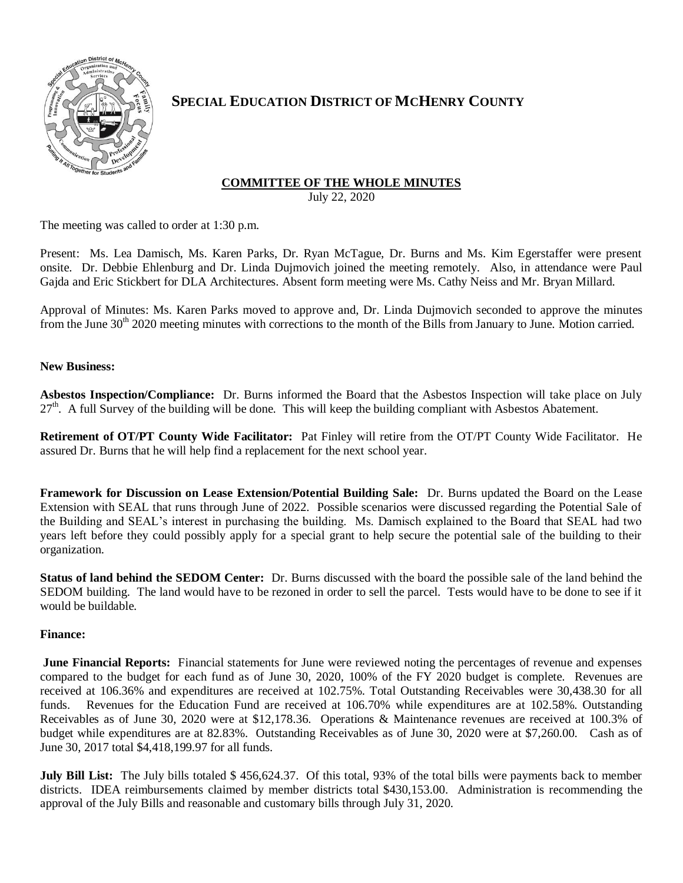# SPECIAL EDUCATION DISTRICT OF MCHENRY COUNTY

## COMMITTEE OF THE WHOLE MINUTES

July 22, 2020

The meeting was called to order at 1:30 p.m.

Present: Ms. Lea Damisch, Ms. Karen Parks, Dr. Ryan McTague, Dr. Burns and Ms. Kim Egerstaffer were present onsite. Dr. Debbie Ehlenburg and Dr. Linda Dujmovich joined the meeting remotely. Also, in attendance were Paul Gajda and Eric Stickbert for DLA Architectures. Absent form meeting were Ms. Cathy Neiss and Mr. Bryan Millard.

Approval of Minutes: Ms. Karen Parks moved to approve and, Dr. Linda Dujmovich seconded to approve the minutes from the June 30th 2020 meeting minutes with corrections to the month of the Bills from January to June. Motion carried.

**New Business:**

**Asbestos Inspection/Compliance:** Dr. Burns informed the Board that the Asbestos Inspection will take place on July 27th. A full Survey of the building will be done. This will keep the building compliant with Asbestos Abatement.

**Retirement of OT/PT County Wide Facilitator:** Pat Finley will retire from the OT/PT County Wide Facilitator. He assured Dr. Burns that he will help find a replacement for the next school year.

**Framework for Discussion on Lease Extension/Potential Building Sale:** Dr. Burns updated the Board on the Lease Extension with SEAL that runs through June of 2022. Possible scenarios were discussed regarding the Potential Sale of the Building and SEAL's interest in purchasing the building. Ms. Damisch explained to the Board that SEAL had two years left before they could possibly apply for a special grant to help secure the potential sale of the building to their organization.

**Status of land behind the SEDOM Center:** Dr. Burns discussed with the board the possible sale of the land behind the SEDOM building. The land would have to be rezoned in order to sell the parcel. Tests would have to be done to see if it would be buildable.

**Finance:**

**June Financial Reports:** Financial statements for June were reviewed noting the percentages of revenue and expenses compared to the budget for each fund as of June 30, 2020, 100% of the FY 2020 budget is complete. Revenues are received at 106.36% and expenditures are received at 102.75%. Total Outstanding Receivables were 30,438.30 for all funds. Revenues for the Education Fund are received at 106.70% while expenditures are at 102.58%. Outstanding Receivables as of June 30, 2020 were at $12,178.36. Operations & Maintenance revenues are received at 100.3% of budget while expenditures are at 82.83%. Outstanding Receivables as of June 30, 2020 were at $7,260.00. Cash as of June 30, 2017 total $4,418,199.97 for all funds.

**July Bill List:** The July bills totaled $ 456,624.37. Of this total, 93% of the total bills were payments back to member districts. IDEA reimbursements claimed by member districts total $430,153.00. Administration is recommending the approval of the July Bills and reasonable and customary bills through July 31, 2020.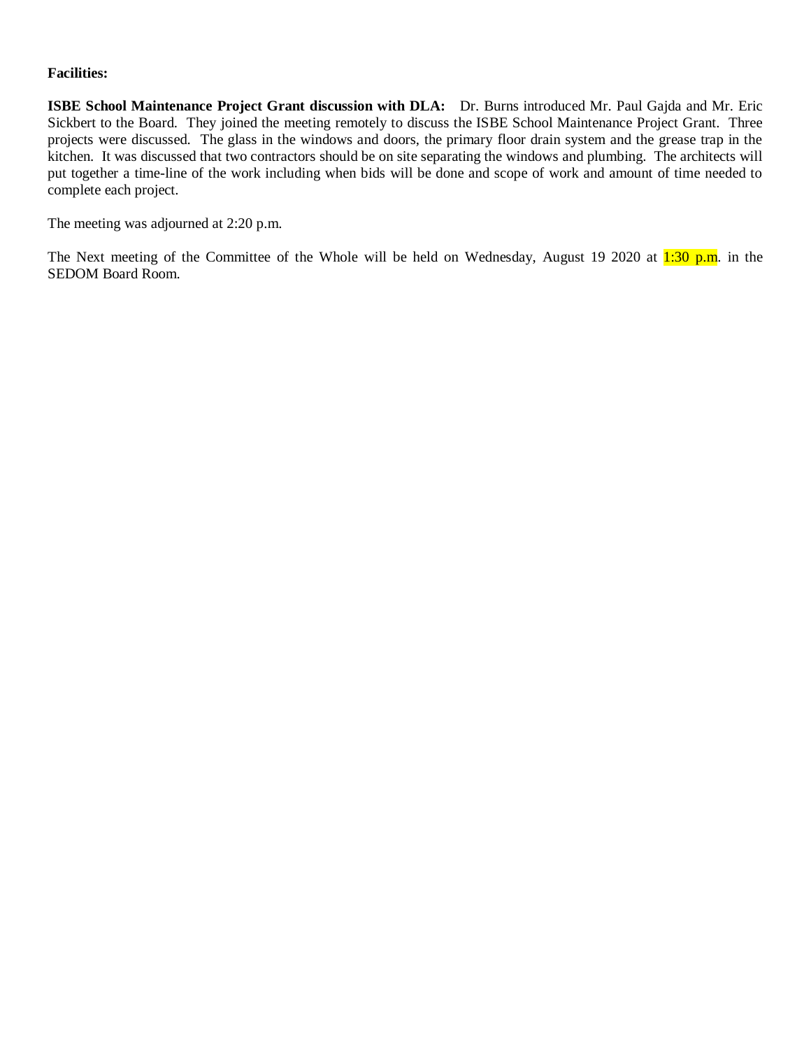**Facilities:**

**ISBE School Maintenance Project Grant discussion with DLA:** Dr. Burns introduced Mr. Paul Gajda and Mr. Eric Sickbert to the Board. They joined the meeting remotely to discuss the ISBE School Maintenance Project Grant. Three projects were discussed. The glass in the windows and doors, the primary floor drain system and the grease trap in the kitchen. It was discussed that two contractors should be on site separating the windows and plumbing. The architects will put together a time-line of the work including when bids will be done and scope of work and amount of time needed to complete each project.

The meeting was adjourned at 2:20 p.m.

The Next meeting of the Committee of the Whole will be held on Wednesday, August 19 2020 at 1:30 p.m. in the SEDOM Board Room.